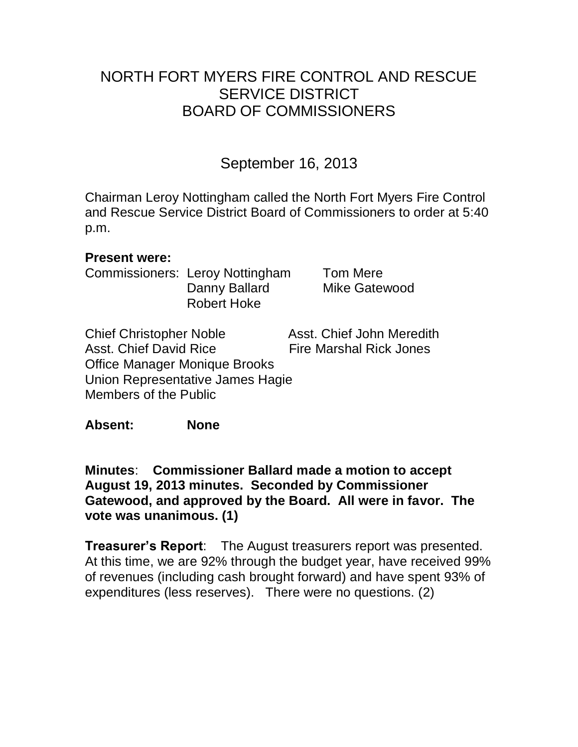# NORTH FORT MYERS FIRE CONTROL AND RESCUE SERVICE DISTRICT BOARD OF COMMISSIONERS

## September 16, 2013

Chairman Leroy Nottingham called the North Fort Myers Fire Control and Rescue Service District Board of Commissioners to order at 5:40 p.m.

**Present were:**

Commissioners: Leroy Nottingham, Tom Mere, Danny Ballard, Mike Gatewood, Robert Hoke

Chief Christopher Noble
Asst. Chief John Meredith
Asst. Chief David Rice
Fire Marshal Rick Jones
Office Manager Monique Brooks
Union Representative James Hagie
Members of the Public

**Absent:** **None**

**Minutes**: **Commissioner Ballard made a motion to accept August 19, 2013 minutes. Seconded by Commissioner Gatewood, and approved by the Board. All were in favor. The vote was unanimous. (1)**

**Treasurer's Report**: The August treasurers report was presented. At this time, we are 92% through the budget year, have received 99% of revenues (including cash brought forward) and have spent 93% of expenditures (less reserves). There were no questions. (2)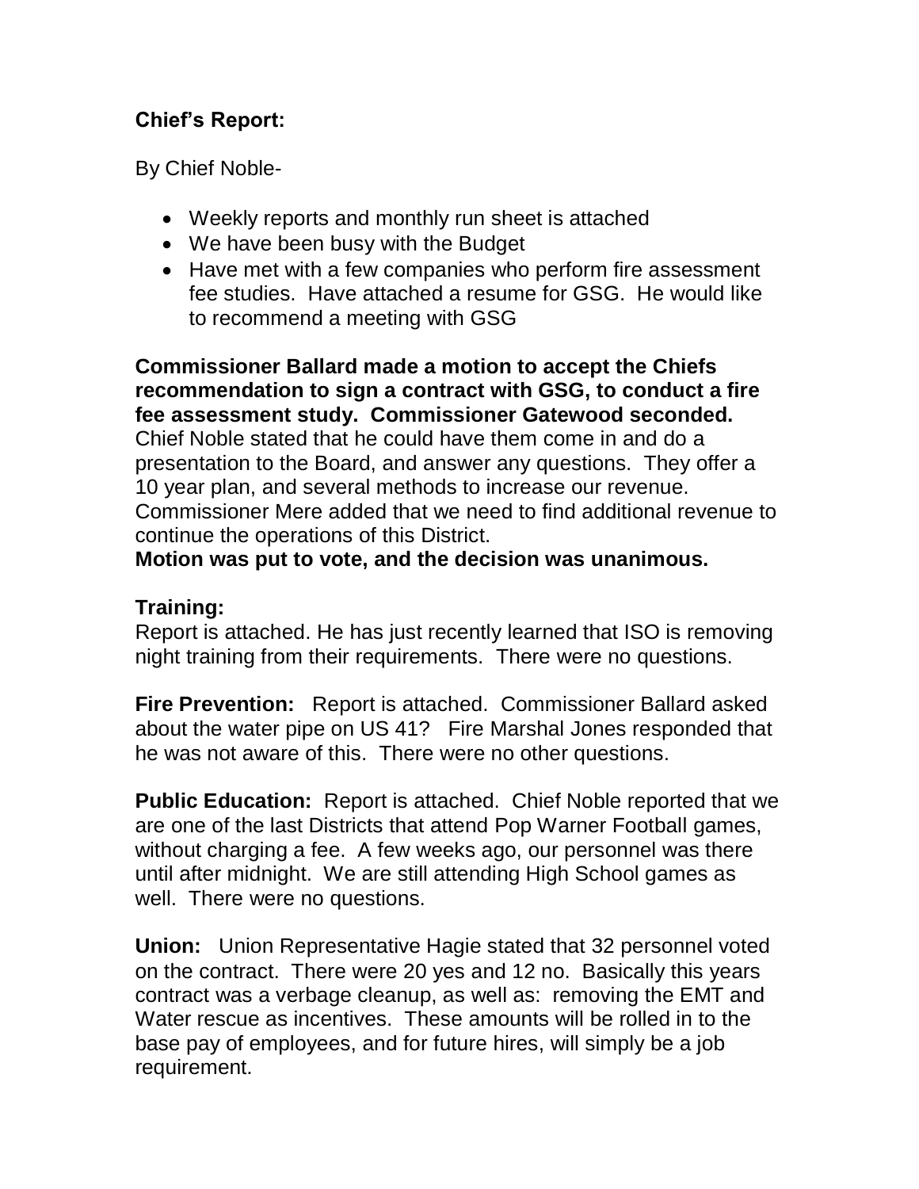**Chief's Report:**

By Chief Noble-

- Weekly reports and monthly run sheet is attached
- We have been busy with the Budget
- Have met with a few companies who perform fire assessment fee studies. Have attached a resume for GSG. He would like to recommend a meeting with GSG

**Commissioner Ballard made a motion to accept the Chiefs recommendation to sign a contract with GSG, to conduct a fire fee assessment study. Commissioner Gatewood seconded.** Chief Noble stated that he could have them come in and do a presentation to the Board, and answer any questions. They offer a 10 year plan, and several methods to increase our revenue. Commissioner Mere added that we need to find additional revenue to continue the operations of this District.
**Motion was put to vote, and the decision was unanimous.**

**Training:**
Report is attached. He has just recently learned that ISO is removing night training from their requirements. There were no questions.

**Fire Prevention:** Report is attached. Commissioner Ballard asked about the water pipe on US 41? Fire Marshal Jones responded that he was not aware of this. There were no other questions.

**Public Education:** Report is attached. Chief Noble reported that we are one of the last Districts that attend Pop Warner Football games, without charging a fee. A few weeks ago, our personnel was there until after midnight. We are still attending High School games as well. There were no questions.

**Union:** Union Representative Hagie stated that 32 personnel voted on the contract. There were 20 yes and 12 no. Basically this years contract was a verbage cleanup, as well as: removing the EMT and Water rescue as incentives. These amounts will be rolled in to the base pay of employees, and for future hires, will simply be a job requirement.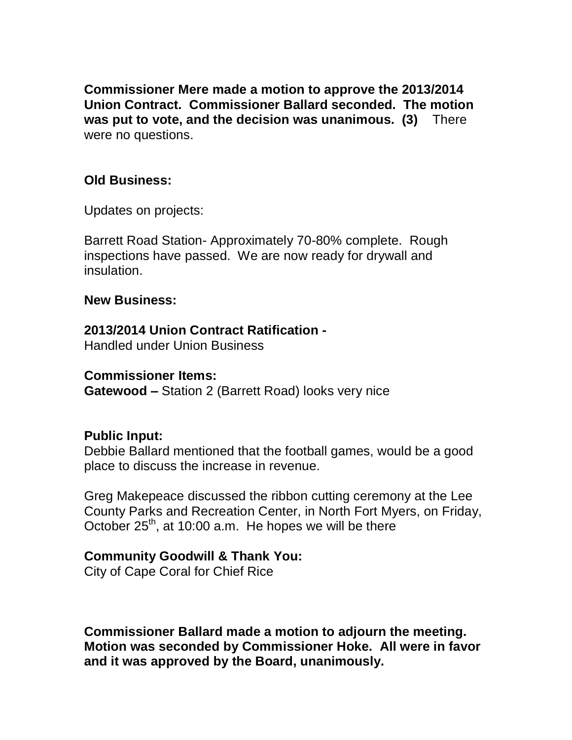**Commissioner Mere made a motion to approve the 2013/2014 Union Contract. Commissioner Ballard seconded. The motion was put to vote, and the decision was unanimous. (3)** There were no questions.

**Old Business:**

Updates on projects:

Barrett Road Station- Approximately 70-80% complete. Rough inspections have passed. We are now ready for drywall and insulation.

**New Business:**

**2013/2014 Union Contract Ratification -**
Handled under Union Business

**Commissioner Items:**
**Gatewood –** Station 2 (Barrett Road) looks very nice

**Public Input:**
Debbie Ballard mentioned that the football games, would be a good place to discuss the increase in revenue.

Greg Makepeace discussed the ribbon cutting ceremony at the Lee County Parks and Recreation Center, in North Fort Myers, on Friday, October 25th, at 10:00 a.m. He hopes we will be there

**Community Goodwill & Thank You:**
City of Cape Coral for Chief Rice

**Commissioner Ballard made a motion to adjourn the meeting. Motion was seconded by Commissioner Hoke. All were in favor and it was approved by the Board, unanimously.**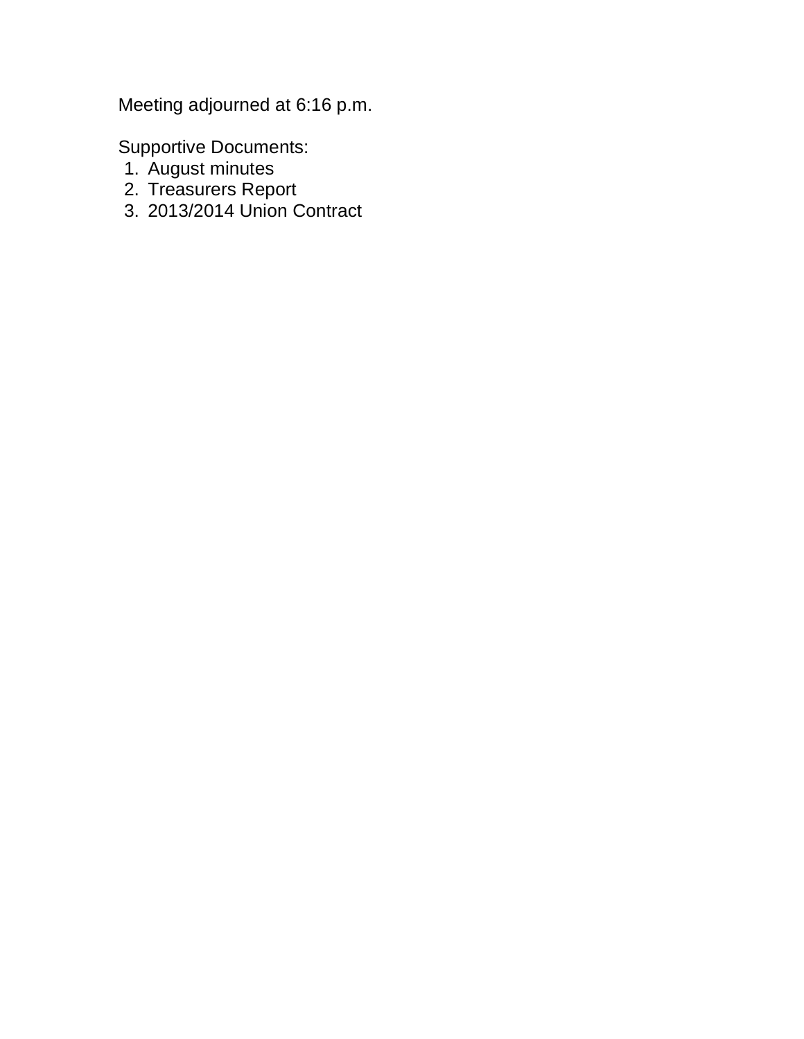Meeting adjourned at 6:16 p.m.

Supportive Documents:

1. August minutes
2. Treasurers Report
3. 2013/2014 Union Contract